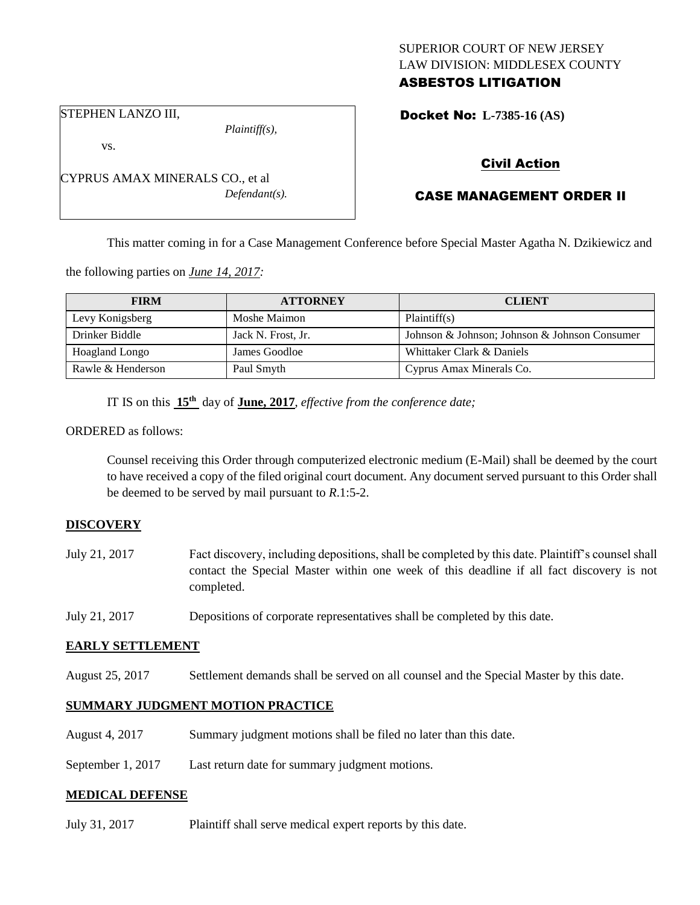SUPERIOR COURT OF NEW JERSEY
LAW DIVISION: MIDDLESEX COUNTY

## ASBESTOS LITIGATION

STEPHEN LANZO III,
*Plaintiff(s),*

vs.

CYPRUS AMAX MINERALS CO., et al
*Defendant(s).*

**Docket No: L-7385-16 (AS)**

## Civil Action

## CASE MANAGEMENT ORDER II

This matter coming in for a Case Management Conference before Special Master Agatha N. Dzikiewicz and the following parties on *June 14, 2017:*

| FIRM | ATTORNEY | CLIENT |
|---|---|---|
| Levy Konigsberg | Moshe Maimon | Plaintiff(s) |
| Drinker Biddle | Jack N. Frost, Jr. | Johnson & Johnson; Johnson & Johnson Consumer |
| Hoagland Longo | James Goodloe | Whittaker Clark & Daniels |
| Rawle & Henderson | Paul Smyth | Cyprus Amax Minerals Co. |

IT IS on this **15th** day of **June, 2017**, *effective from the conference date;*

ORDERED as follows:

Counsel receiving this Order through computerized electronic medium (E-Mail) shall be deemed by the court to have received a copy of the filed original court document. Any document served pursuant to this Order shall be deemed to be served by mail pursuant to *R*.1:5-2.

**DISCOVERY**

July 21, 2017 — Fact discovery, including depositions, shall be completed by this date. Plaintiff's counsel shall contact the Special Master within one week of this deadline if all fact discovery is not completed.

July 21, 2017 — Depositions of corporate representatives shall be completed by this date.

**EARLY SETTLEMENT**

August 25, 2017 — Settlement demands shall be served on all counsel and the Special Master by this date.

**SUMMARY JUDGMENT MOTION PRACTICE**

August 4, 2017 — Summary judgment motions shall be filed no later than this date.

September 1, 2017 — Last return date for summary judgment motions.

**MEDICAL DEFENSE**

July 31, 2017 — Plaintiff shall serve medical expert reports by this date.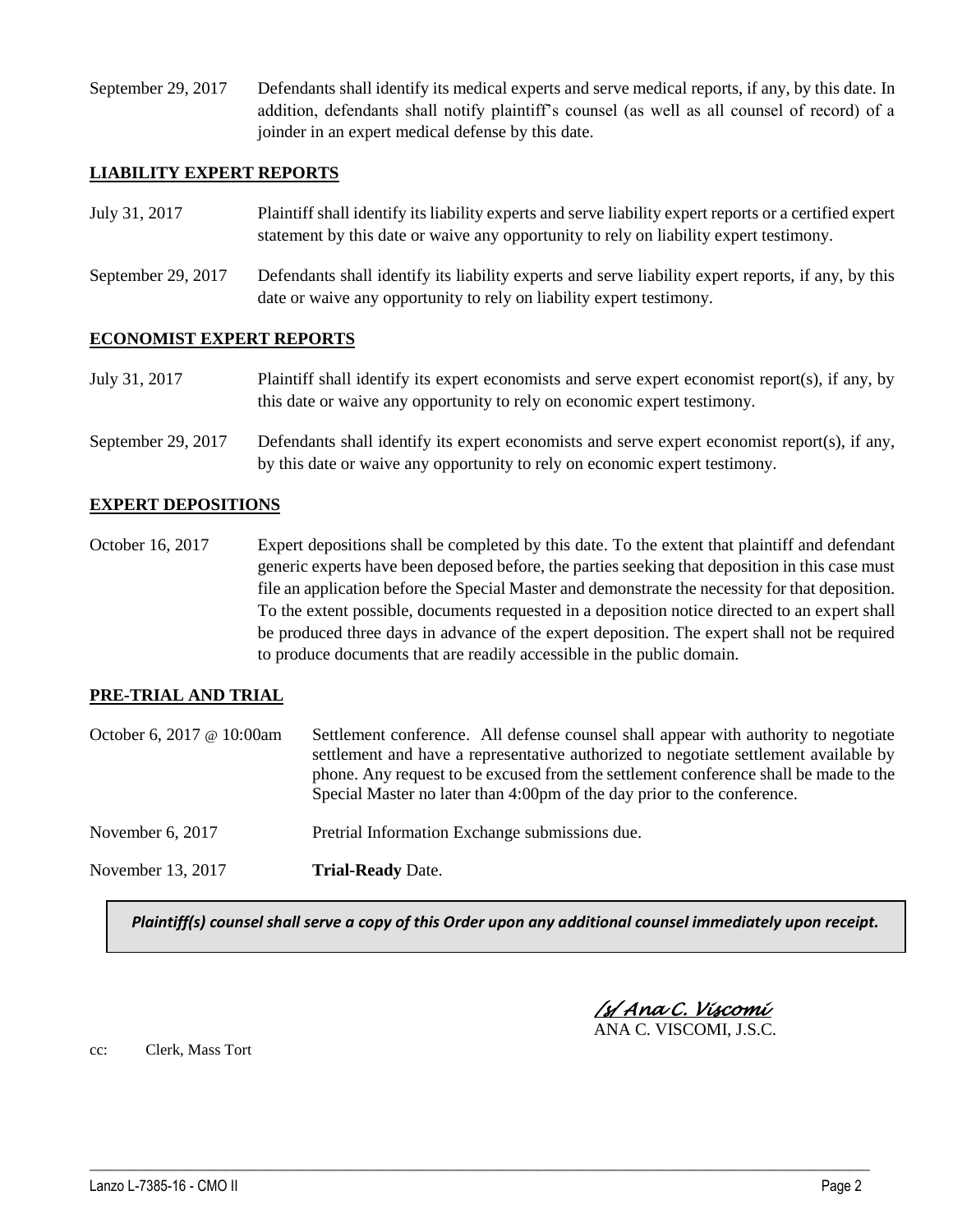September 29, 2017 Defendants shall identify its medical experts and serve medical reports, if any, by this date. In addition, defendants shall notify plaintiff's counsel (as well as all counsel of record) of a joinder in an expert medical defense by this date.

## LIABILITY EXPERT REPORTS

July 31, 2017 Plaintiff shall identify its liability experts and serve liability expert reports or a certified expert statement by this date or waive any opportunity to rely on liability expert testimony.

September 29, 2017 Defendants shall identify its liability experts and serve liability expert reports, if any, by this date or waive any opportunity to rely on liability expert testimony.

## ECONOMIST EXPERT REPORTS

July 31, 2017 Plaintiff shall identify its expert economists and serve expert economist report(s), if any, by this date or waive any opportunity to rely on economic expert testimony.

September 29, 2017 Defendants shall identify its expert economists and serve expert economist report(s), if any, by this date or waive any opportunity to rely on economic expert testimony.

## EXPERT DEPOSITIONS

October 16, 2017 Expert depositions shall be completed by this date. To the extent that plaintiff and defendant generic experts have been deposed before, the parties seeking that deposition in this case must file an application before the Special Master and demonstrate the necessity for that deposition. To the extent possible, documents requested in a deposition notice directed to an expert shall be produced three days in advance of the expert deposition. The expert shall not be required to produce documents that are readily accessible in the public domain.

## PRE-TRIAL AND TRIAL

October 6, 2017 @ 10:00am Settlement conference. All defense counsel shall appear with authority to negotiate settlement and have a representative authorized to negotiate settlement available by phone. Any request to be excused from the settlement conference shall be made to the Special Master no later than 4:00pm of the day prior to the conference.

November 6, 2017 Pretrial Information Exchange submissions due.

November 13, 2017 **Trial-Ready** Date.

***Plaintiff(s) counsel shall serve a copy of this Order upon any additional counsel immediately upon receipt.***

/s/ Ana C. Viscomi
ANA C. VISCOMI, J.S.C.

cc: Clerk, Mass Tort

Lanzo L-7385-16 - CMO II